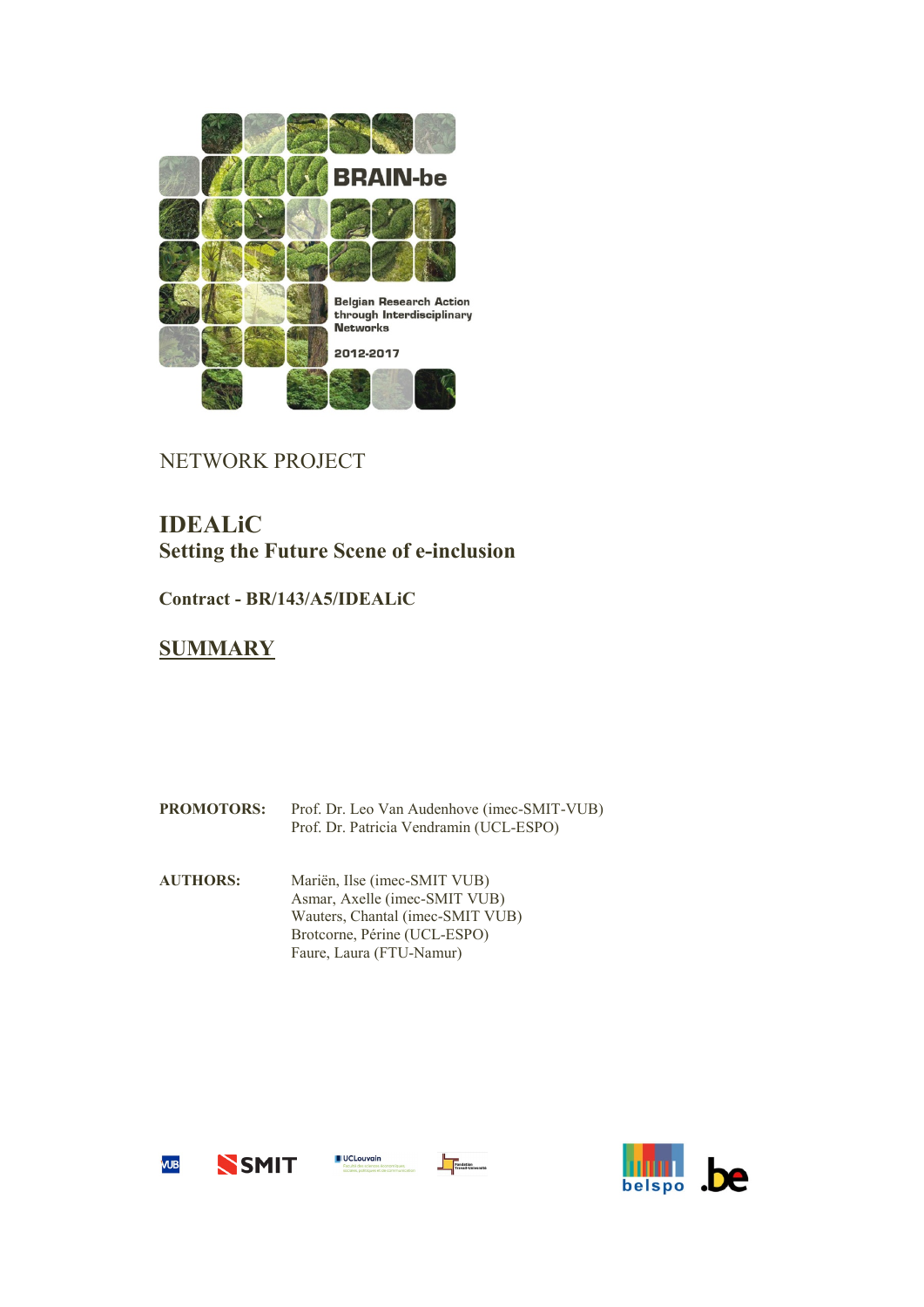BRAIN-be

Belgian Research Action through Interdisciplinary Networks

2012-2017

NETWORK PROJECT

# IDEALiC

## Setting the Future Scene of e-inclusion

**Contract - BR/143/A5/IDEALiC**

## SUMMARY

**PROMOTORS:** Prof. Dr. Leo Van Audenhove (imec-SMIT-VUB)
Prof. Dr. Patricia Vendramin (UCL-ESPO)

**AUTHORS:** Mariën, Ilse (imec-SMIT VUB)
Asmar, Axelle (imec-SMIT VUB)
Wauters, Chantal (imec-SMIT VUB)
Brotcorne, Périne (UCL-ESPO)
Faure, Laura (FTU-Namur)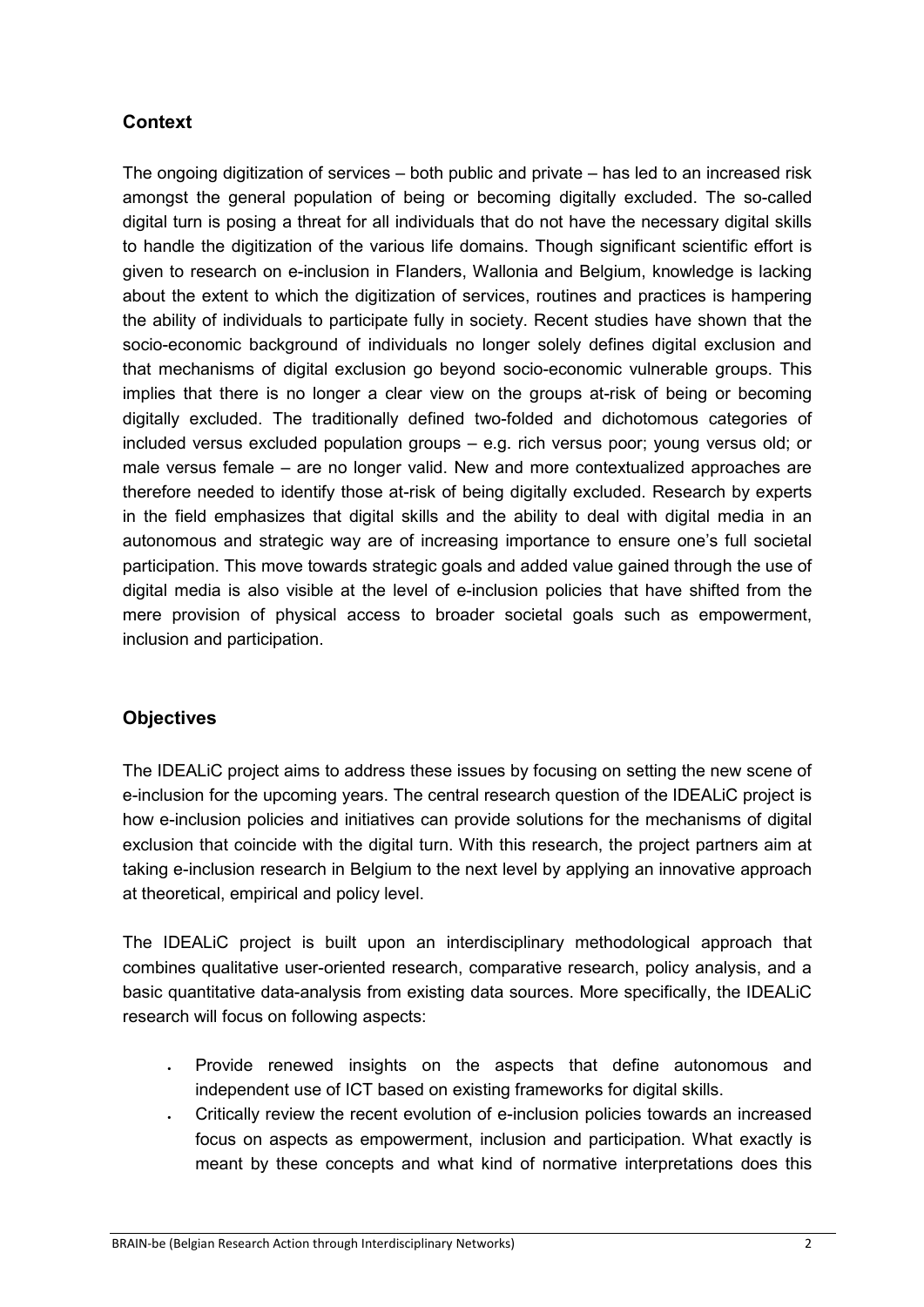## Context

The ongoing digitization of services – both public and private – has led to an increased risk amongst the general population of being or becoming digitally excluded. The so-called digital turn is posing a threat for all individuals that do not have the necessary digital skills to handle the digitization of the various life domains. Though significant scientific effort is given to research on e-inclusion in Flanders, Wallonia and Belgium, knowledge is lacking about the extent to which the digitization of services, routines and practices is hampering the ability of individuals to participate fully in society. Recent studies have shown that the socio-economic background of individuals no longer solely defines digital exclusion and that mechanisms of digital exclusion go beyond socio-economic vulnerable groups. This implies that there is no longer a clear view on the groups at-risk of being or becoming digitally excluded. The traditionally defined two-folded and dichotomous categories of included versus excluded population groups – e.g. rich versus poor; young versus old; or male versus female – are no longer valid. New and more contextualized approaches are therefore needed to identify those at-risk of being digitally excluded. Research by experts in the field emphasizes that digital skills and the ability to deal with digital media in an autonomous and strategic way are of increasing importance to ensure one's full societal participation. This move towards strategic goals and added value gained through the use of digital media is also visible at the level of e-inclusion policies that have shifted from the mere provision of physical access to broader societal goals such as empowerment, inclusion and participation.

## Objectives

The IDEALiC project aims to address these issues by focusing on setting the new scene of e-inclusion for the upcoming years. The central research question of the IDEALiC project is how e-inclusion policies and initiatives can provide solutions for the mechanisms of digital exclusion that coincide with the digital turn. With this research, the project partners aim at taking e-inclusion research in Belgium to the next level by applying an innovative approach at theoretical, empirical and policy level.

The IDEALiC project is built upon an interdisciplinary methodological approach that combines qualitative user-oriented research, comparative research, policy analysis, and a basic quantitative data-analysis from existing data sources. More specifically, the IDEALiC research will focus on following aspects:

- Provide renewed insights on the aspects that define autonomous and independent use of ICT based on existing frameworks for digital skills.
- Critically review the recent evolution of e-inclusion policies towards an increased focus on aspects as empowerment, inclusion and participation. What exactly is meant by these concepts and what kind of normative interpretations does this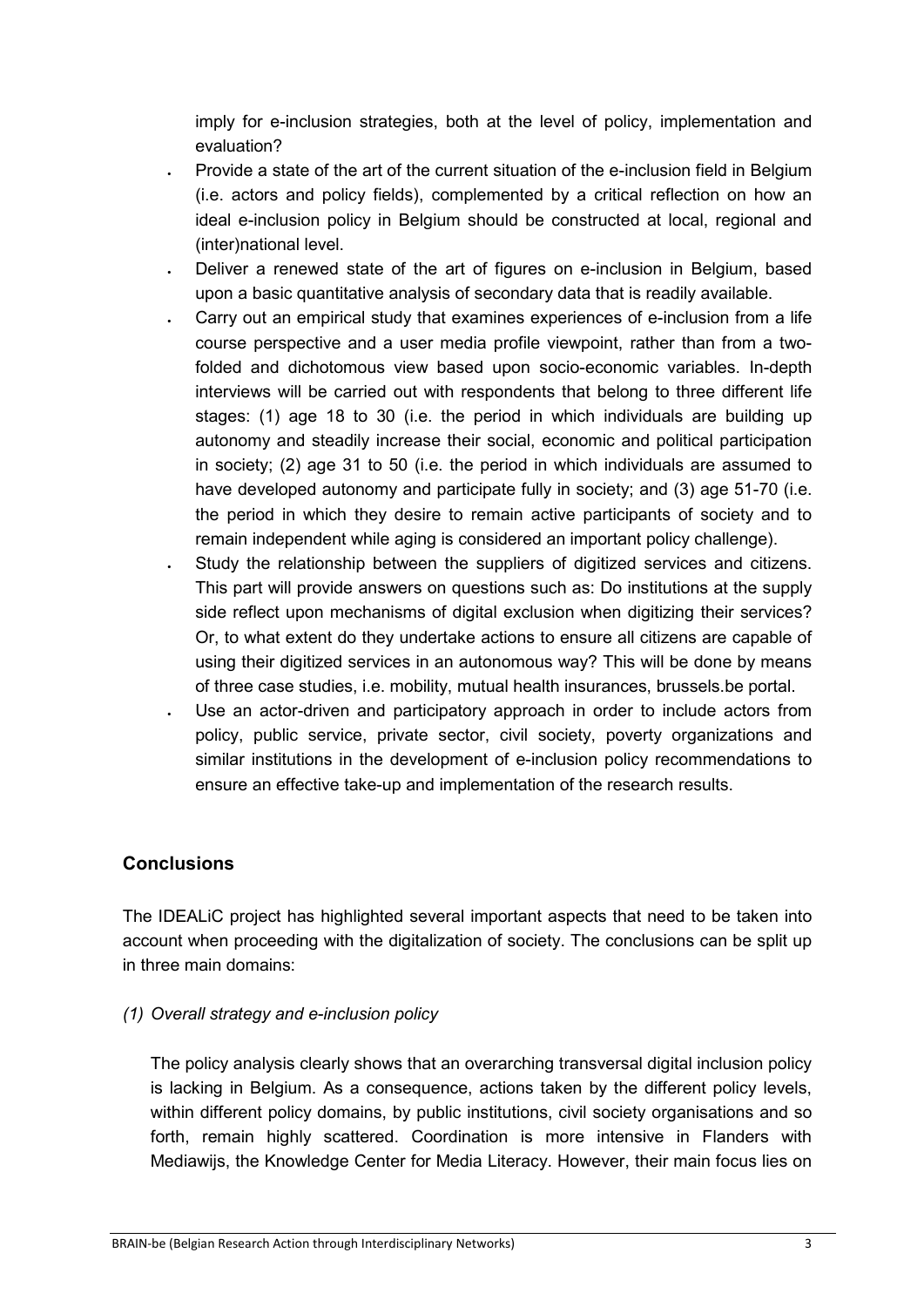imply for e-inclusion strategies, both at the level of policy, implementation and evaluation?

- Provide a state of the art of the current situation of the e-inclusion field in Belgium (i.e. actors and policy fields), complemented by a critical reflection on how an ideal e-inclusion policy in Belgium should be constructed at local, regional and (inter)national level.
- Deliver a renewed state of the art of figures on e-inclusion in Belgium, based upon a basic quantitative analysis of secondary data that is readily available.
- Carry out an empirical study that examines experiences of e-inclusion from a life course perspective and a user media profile viewpoint, rather than from a two-folded and dichotomous view based upon socio-economic variables. In-depth interviews will be carried out with respondents that belong to three different life stages: (1) age 18 to 30 (i.e. the period in which individuals are building up autonomy and steadily increase their social, economic and political participation in society; (2) age 31 to 50 (i.e. the period in which individuals are assumed to have developed autonomy and participate fully in society; and (3) age 51-70 (i.e. the period in which they desire to remain active participants of society and to remain independent while aging is considered an important policy challenge).
- Study the relationship between the suppliers of digitized services and citizens. This part will provide answers on questions such as: Do institutions at the supply side reflect upon mechanisms of digital exclusion when digitizing their services? Or, to what extent do they undertake actions to ensure all citizens are capable of using their digitized services in an autonomous way? This will be done by means of three case studies, i.e. mobility, mutual health insurances, brussels.be portal.
- Use an actor-driven and participatory approach in order to include actors from policy, public service, private sector, civil society, poverty organizations and similar institutions in the development of e-inclusion policy recommendations to ensure an effective take-up and implementation of the research results.

## Conclusions

The IDEALiC project has highlighted several important aspects that need to be taken into account when proceeding with the digitalization of society. The conclusions can be split up in three main domains:

*(1) Overall strategy and e-inclusion policy*

The policy analysis clearly shows that an overarching transversal digital inclusion policy is lacking in Belgium. As a consequence, actions taken by the different policy levels, within different policy domains, by public institutions, civil society organisations and so forth, remain highly scattered. Coordination is more intensive in Flanders with Mediawijs, the Knowledge Center for Media Literacy. However, their main focus lies on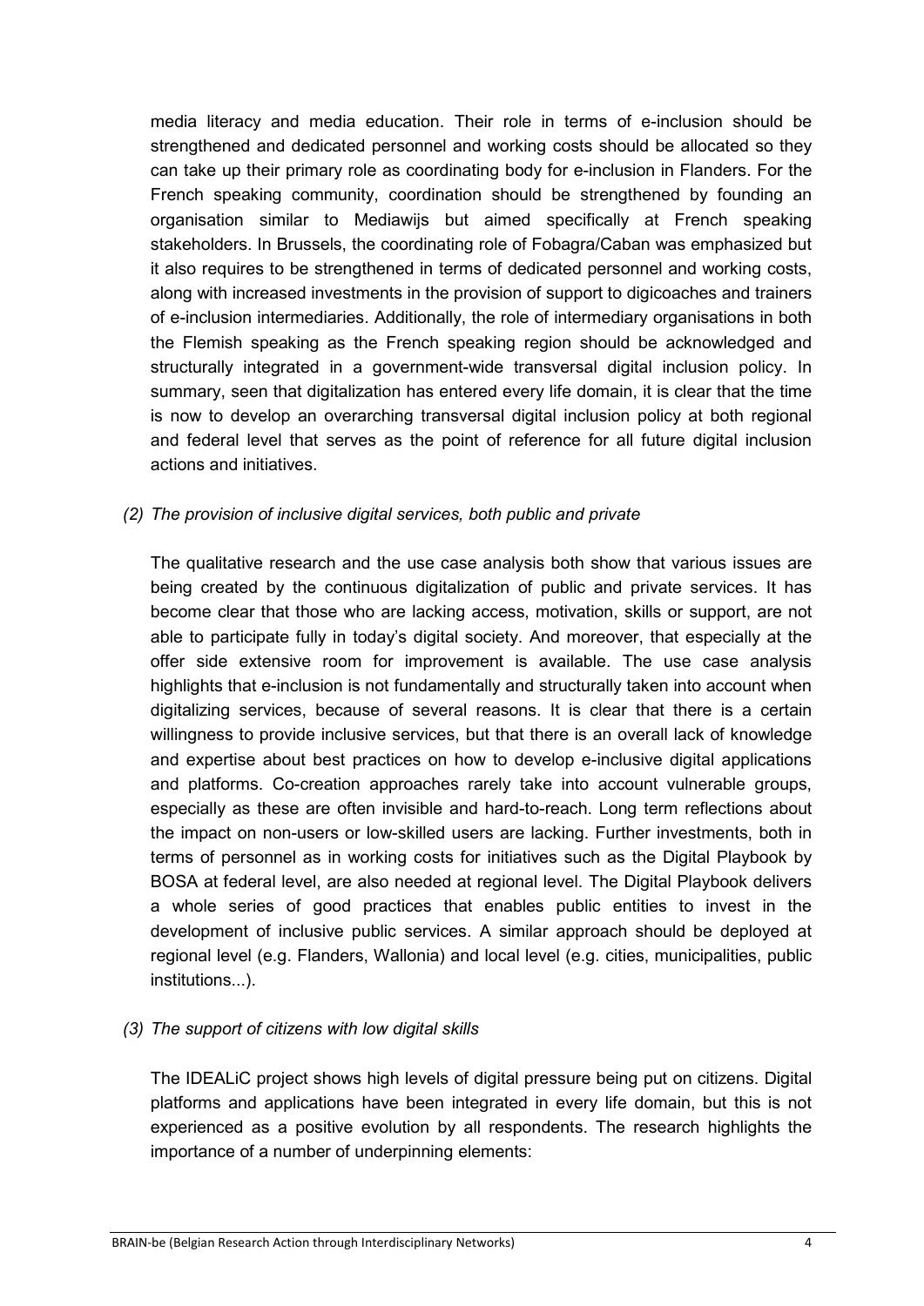media literacy and media education. Their role in terms of e-inclusion should be strengthened and dedicated personnel and working costs should be allocated so they can take up their primary role as coordinating body for e-inclusion in Flanders. For the French speaking community, coordination should be strengthened by founding an organisation similar to Mediawijs but aimed specifically at French speaking stakeholders. In Brussels, the coordinating role of Fobagra/Caban was emphasized but it also requires to be strengthened in terms of dedicated personnel and working costs, along with increased investments in the provision of support to digicoaches and trainers of e-inclusion intermediaries. Additionally, the role of intermediary organisations in both the Flemish speaking as the French speaking region should be acknowledged and structurally integrated in a government-wide transversal digital inclusion policy. In summary, seen that digitalization has entered every life domain, it is clear that the time is now to develop an overarching transversal digital inclusion policy at both regional and federal level that serves as the point of reference for all future digital inclusion actions and initiatives.

*(2) The provision of inclusive digital services, both public and private*

The qualitative research and the use case analysis both show that various issues are being created by the continuous digitalization of public and private services. It has become clear that those who are lacking access, motivation, skills or support, are not able to participate fully in today's digital society. And moreover, that especially at the offer side extensive room for improvement is available. The use case analysis highlights that e-inclusion is not fundamentally and structurally taken into account when digitalizing services, because of several reasons. It is clear that there is a certain willingness to provide inclusive services, but that there is an overall lack of knowledge and expertise about best practices on how to develop e-inclusive digital applications and platforms. Co-creation approaches rarely take into account vulnerable groups, especially as these are often invisible and hard-to-reach. Long term reflections about the impact on non-users or low-skilled users are lacking. Further investments, both in terms of personnel as in working costs for initiatives such as the Digital Playbook by BOSA at federal level, are also needed at regional level. The Digital Playbook delivers a whole series of good practices that enables public entities to invest in the development of inclusive public services. A similar approach should be deployed at regional level (e.g. Flanders, Wallonia) and local level (e.g. cities, municipalities, public institutions...).

*(3) The support of citizens with low digital skills*

The IDEALiC project shows high levels of digital pressure being put on citizens. Digital platforms and applications have been integrated in every life domain, but this is not experienced as a positive evolution by all respondents. The research highlights the importance of a number of underpinning elements: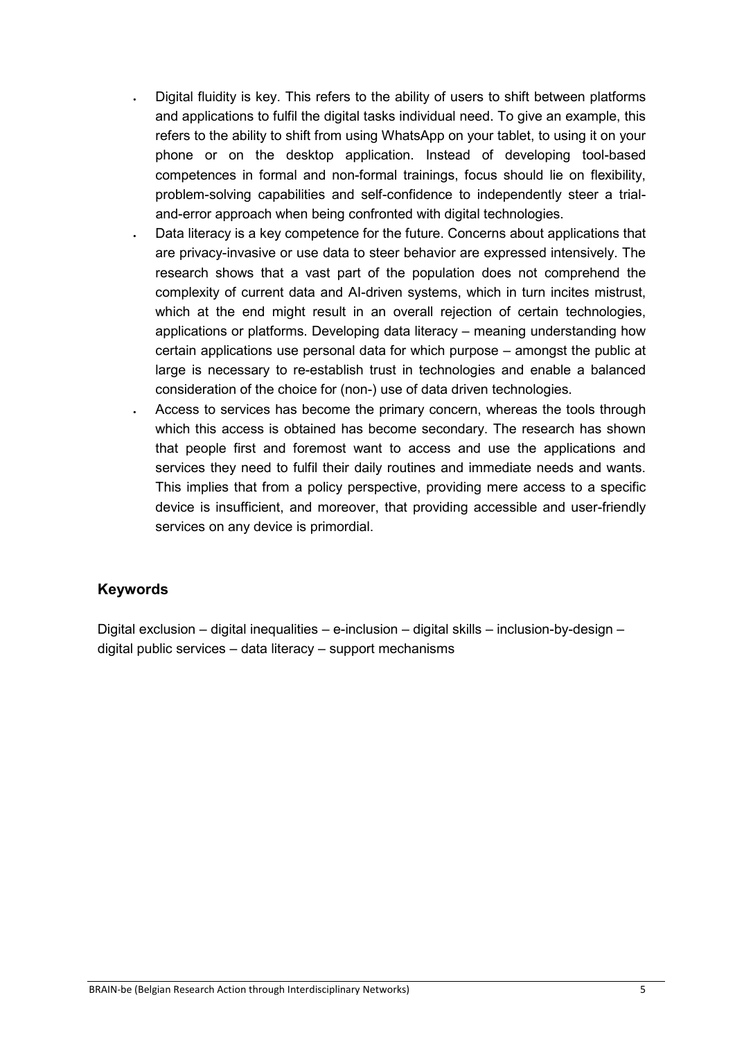- Digital fluidity is key. This refers to the ability of users to shift between platforms and applications to fulfil the digital tasks individual need. To give an example, this refers to the ability to shift from using WhatsApp on your tablet, to using it on your phone or on the desktop application. Instead of developing tool-based competences in formal and non-formal trainings, focus should lie on flexibility, problem-solving capabilities and self-confidence to independently steer a trial-and-error approach when being confronted with digital technologies.
- Data literacy is a key competence for the future. Concerns about applications that are privacy-invasive or use data to steer behavior are expressed intensively. The research shows that a vast part of the population does not comprehend the complexity of current data and AI-driven systems, which in turn incites mistrust, which at the end might result in an overall rejection of certain technologies, applications or platforms. Developing data literacy – meaning understanding how certain applications use personal data for which purpose – amongst the public at large is necessary to re-establish trust in technologies and enable a balanced consideration of the choice for (non-) use of data driven technologies.
- Access to services has become the primary concern, whereas the tools through which this access is obtained has become secondary. The research has shown that people first and foremost want to access and use the applications and services they need to fulfil their daily routines and immediate needs and wants. This implies that from a policy perspective, providing mere access to a specific device is insufficient, and moreover, that providing accessible and user-friendly services on any device is primordial.

## Keywords

Digital exclusion – digital inequalities – e-inclusion – digital skills – inclusion-by-design – digital public services – data literacy – support mechanisms